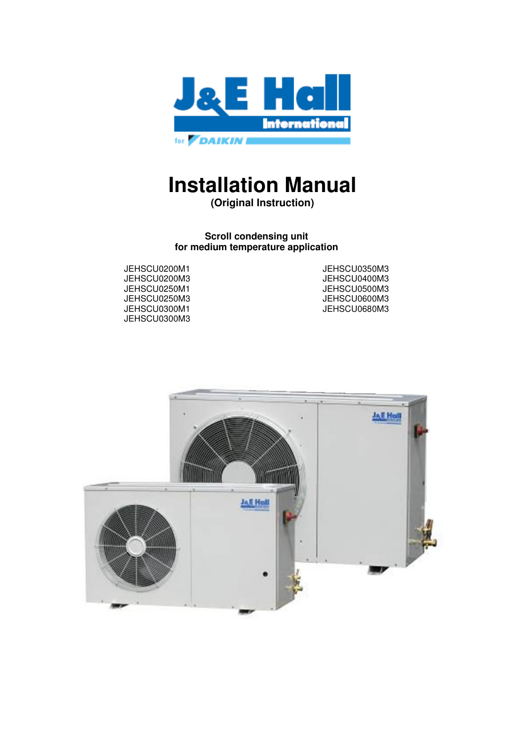# Installation Manual

**(Original Instruction)**

**Scroll condensing unit**
**for medium temperature application**

JEHSCU0200M1
JEHSCU0200M3
JEHSCU0250M1
JEHSCU0250M3
JEHSCU0300M1
JEHSCU0300M3
JEHSCU0350M3
JEHSCU0400M3
JEHSCU0500M3
JEHSCU0600M3
JEHSCU0680M3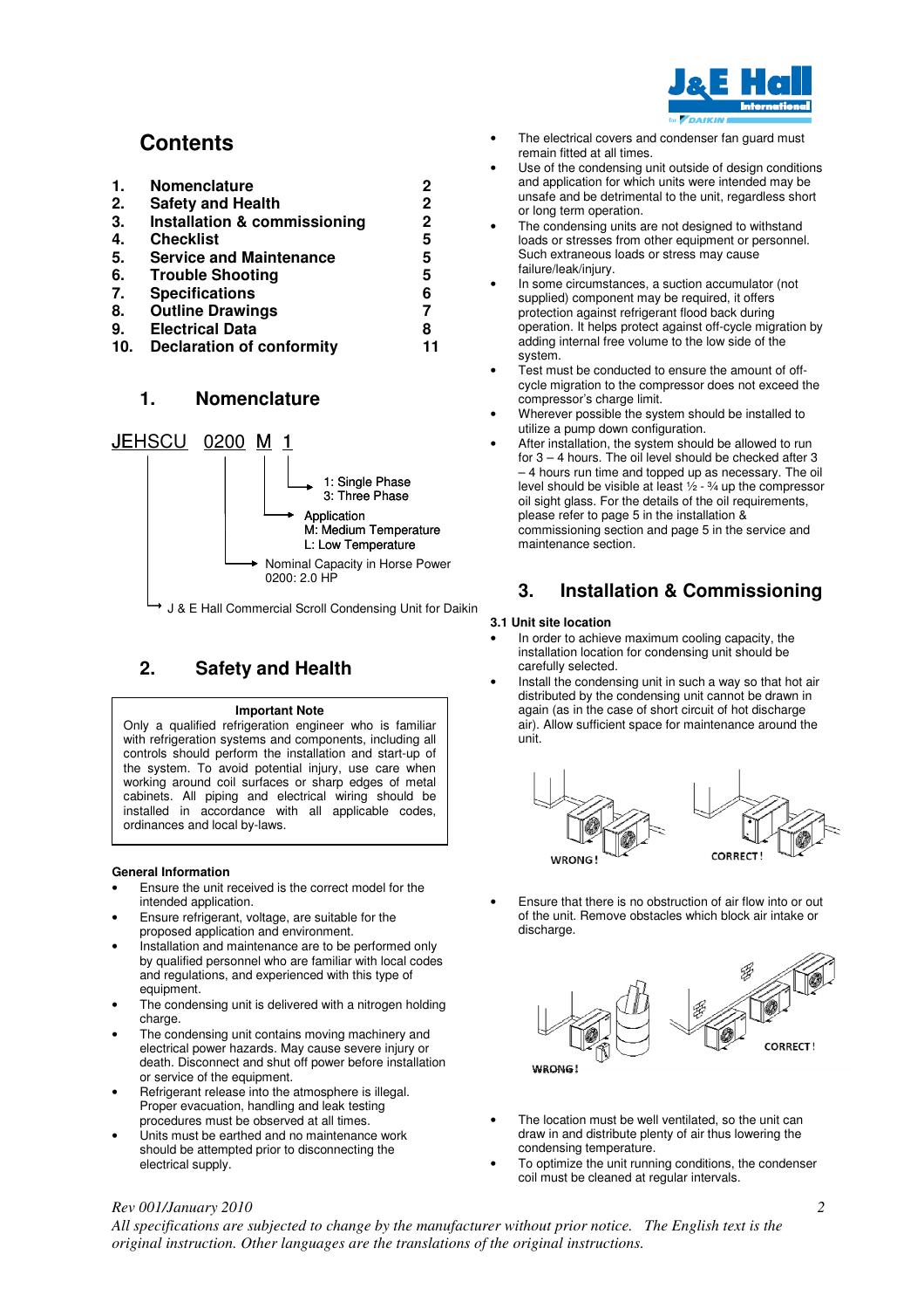## Contents

| | | |
|---|---|---|
| **1.** | **Nomenclature** | **2** |
| **2.** | **Safety and Health** | **2** |
| **3.** | **Installation & commissioning** | **2** |
| **4.** | **Checklist** | **5** |
| **5.** | **Service and Maintenance** | **5** |
| **6.** | **Trouble Shooting** | **5** |
| **7.** | **Specifications** | **6** |
| **8.** | **Outline Drawings** | **7** |
| **9.** | **Electrical Data** | **8** |
| **10.** | **Declaration of conformity** | **11** |

## 1. Nomenclature

JEHSCU 0200 M 1

- 1: Single Phase
  3: Three Phase
- Application
  M: Medium Temperature
  L: Low Temperature
- Nominal Capacity in Horse Power
  0200: 2.0 HP
- J & E Hall Commercial Scroll Condensing Unit for Daikin

## 2. Safety and Health

**Important Note**

Only a qualified refrigeration engineer who is familiar with refrigeration systems and components, including all controls should perform the installation and start-up of the system. To avoid potential injury, use care when working around coil surfaces or sharp edges of metal cabinets. All piping and electrical wiring should be installed in accordance with all applicable codes, ordinances and local by-laws.

**General Information**

- Ensure the unit received is the correct model for the intended application.
- Ensure refrigerant, voltage, are suitable for the proposed application and environment.
- Installation and maintenance are to be performed only by qualified personnel who are familiar with local codes and regulations, and experienced with this type of equipment.
- The condensing unit is delivered with a nitrogen holding charge.
- The condensing unit contains moving machinery and electrical power hazards. May cause severe injury or death. Disconnect and shut off power before installation or service of the equipment.
- Refrigerant release into the atmosphere is illegal. Proper evacuation, handling and leak testing procedures must be observed at all times.
- Units must be earthed and no maintenance work should be attempted prior to disconnecting the electrical supply.
- The electrical covers and condenser fan guard must remain fitted at all times.
- Use of the condensing unit outside of design conditions and application for which units were intended may be unsafe and be detrimental to the unit, regardless short or long term operation.
- The condensing units are not designed to withstand loads or stresses from other equipment or personnel. Such extraneous loads or stress may cause failure/leak/injury.
- In some circumstances, a suction accumulator (not supplied) component may be required, it offers protection against refrigerant flood back during operation. It helps protect against off-cycle migration by adding internal free volume to the low side of the system.
- Test must be conducted to ensure the amount of off-cycle migration to the compressor does not exceed the compressor's charge limit.
- Wherever possible the system should be installed to utilize a pump down configuration.
- After installation, the system should be allowed to run for 3 – 4 hours. The oil level should be checked after 3 – 4 hours run time and topped up as necessary. The oil level should be visible at least ½ - ¾ up the compressor oil sight glass. For the details of the oil requirements, please refer to page 5 in the installation & commissioning section and page 5 in the service and maintenance section.

## 3. Installation & Commissioning

**3.1 Unit site location**

- In order to achieve maximum cooling capacity, the installation location for condensing unit should be carefully selected.
- Install the condensing unit in such a way so that hot air distributed by the condensing unit cannot be drawn in again (as in the case of short circuit of hot discharge air). Allow sufficient space for maintenance around the unit.

WRONG! CORRECT!

- Ensure that there is no obstruction of air flow into or out of the unit. Remove obstacles which block air intake or discharge.

WRONG! CORRECT!

- The location must be well ventilated, so the unit can draw in and distribute plenty of air thus lowering the condensing temperature.
- To optimize the unit running conditions, the condenser coil must be cleaned at regular intervals.

*Rev 001/January 2010*

*All specifications are subjected to change by the manufacturer without prior notice. The English text is the original instruction. Other languages are the translations of the original instructions.*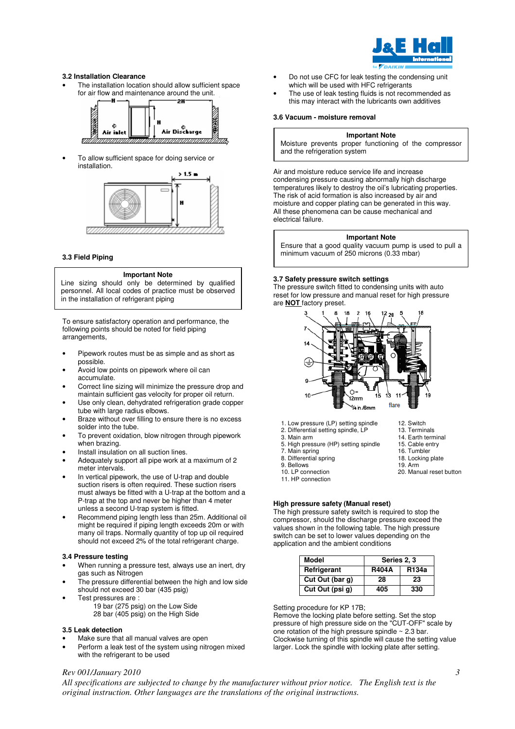### 3.2 Installation Clearance

- The installation location should allow sufficient space for air flow and maintenance around the unit.

- To allow sufficient space for doing service or installation.

### 3.3 Field Piping

**Important Note**

Line sizing should only be determined by qualified personnel. All local codes of practice must be observed in the installation of refrigerant piping

To ensure satisfactory operation and performance, the following points should be noted for field piping arrangements,

- Pipework routes must be as simple and as short as possible.
- Avoid low points on pipework where oil can accumulate.
- Correct line sizing will minimize the pressure drop and maintain sufficient gas velocity for proper oil return.
- Use only clean, dehydrated refrigeration grade copper tube with large radius elbows.
- Braze without over filling to ensure there is no excess solder into the tube.
- To prevent oxidation, blow nitrogen through pipework when brazing.
- Install insulation on all suction lines.
- Adequately support all pipe work at a maximum of 2 meter intervals.
- In vertical pipework, the use of U-trap and double suction risers is often required. These suction risers must always be fitted with a U-trap at the bottom and a P-trap at the top and never be higher than 4 meter unless a second U-trap system is fitted.
- Recommend piping length less than 25m. Additional oil might be required if piping length exceeds 20m or with many oil traps. Normally quantity of top up oil required should not exceed 2% of the total refrigerant charge.

### 3.4 Pressure testing

- When running a pressure test, always use an inert, dry gas such as Nitrogen
- The pressure differential between the high and low side should not exceed 30 bar (435 psig)
- Test pressures are :
  - 19 bar (275 psig) on the Low Side
  - 28 bar (405 psig) on the High Side

### 3.5 Leak detection

- Make sure that all manual valves are open
- Perform a leak test of the system using nitrogen mixed with the refrigerant to be used
- Do not use CFC for leak testing the condensing unit which will be used with HFC refrigerants
- The use of leak testing fluids is not recommended as this may interact with the lubricants own additives

### 3.6 Vacuum - moisture removal

**Important Note**

Moisture prevents proper functioning of the compressor and the refrigeration system

Air and moisture reduce service life and increase condensing pressure causing abnormally high discharge temperatures likely to destroy the oil's lubricating properties. The risk of acid formation is also increased by air and moisture and copper plating can be generated in this way. All these phenomena can be cause mechanical and electrical failure.

**Important Note**

Ensure that a good quality vacuum pump is used to pull a minimum vacuum of 250 microns (0.33 mbar)

### 3.7 Safety pressure switch settings

The pressure switch fitted to condensing units with auto reset for low pressure and manual reset for high pressure are **NOT** factory preset.

1. Low pressure (LP) setting spindle
2. Differential setting spindle, LP
3. Main arm
5. High pressure (HP) setting spindle
7. Main spring
8. Differential spring
9. Bellows
10. LP connection
11. HP connection
12. Switch
13. Terminals
14. Earth terminal
15. Cable entry
16. Tumbler
18. Locking plate
19. Arm
20. Manual reset button

**High pressure safety (Manual reset)**

The high pressure safety switch is required to stop the compressor, should the discharge pressure exceed the values shown in the following table. The high pressure switch can be set to lower values depending on the application and the ambient conditions

| Model | Series 2, 3 | |
|---|---|---|
| Refrigerant | R404A | R134a |
| Cut Out (bar g) | 28 | 23 |
| Cut Out (psi g) | 405 | 330 |

Setting procedure for KP 17B;
Remove the locking plate before setting. Set the stop pressure of high pressure side on the "CUT-OFF" scale by one rotation of the high pressure spindle ~ 2.3 bar. Clockwise turning of this spindle will cause the setting value larger. Lock the spindle with locking plate after setting.

*Rev 001/January 2010*

*All specifications are subjected to change by the manufacturer without prior notice. The English text is the original instruction. Other languages are the translations of the original instructions.*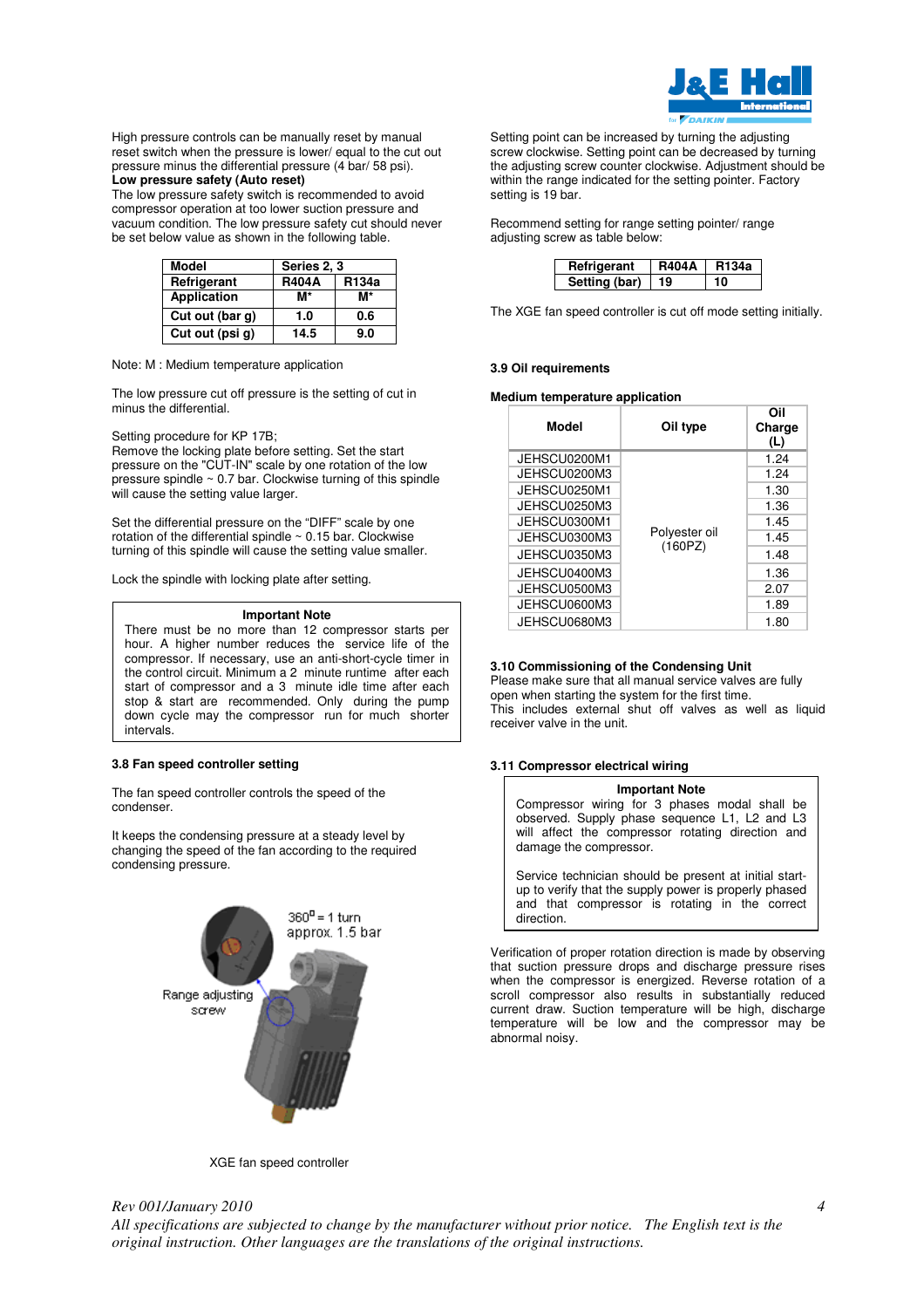High pressure controls can be manually reset by manual reset switch when the pressure is lower/ equal to the cut out pressure minus the differential pressure (4 bar/ 58 psi).

**Low pressure safety (Auto reset)**

The low pressure safety switch is recommended to avoid compressor operation at too lower suction pressure and vacuum condition. The low pressure safety cut should never be set below value as shown in the following table.

| Model | Series 2, 3 | |
|---|---|---|
| Refrigerant | R404A | R134a |
| Application | M* | M* |
| Cut out (bar g) | 1.0 | 0.6 |
| Cut out (psi g) | 14.5 | 9.0 |

Note: M : Medium temperature application

The low pressure cut off pressure is the setting of cut in minus the differential.

Setting procedure for KP 17B;
Remove the locking plate before setting. Set the start pressure on the "CUT-IN" scale by one rotation of the low pressure spindle ~ 0.7 bar. Clockwise turning of this spindle will cause the setting value larger.

Set the differential pressure on the "DIFF" scale by one rotation of the differential spindle ~ 0.15 bar. Clockwise turning of this spindle will cause the setting value smaller.

Lock the spindle with locking plate after setting.

> **Important Note**
>
> There must be no more than 12 compressor starts per hour. A higher number reduces the service life of the compressor. If necessary, use an anti-short-cycle timer in the control circuit. Minimum a 2 minute runtime after each start of compressor and a 3 minute idle time after each stop & start are recommended. Only during the pump down cycle may the compressor run for much shorter intervals.

### 3.8 Fan speed controller setting

The fan speed controller controls the speed of the condenser.

It keeps the condensing pressure at a steady level by changing the speed of the fan according to the required condensing pressure.

360° = 1 turn
approx. 1.5 bar

Range adjusting screw

XGE fan speed controller

Setting point can be increased by turning the adjusting screw clockwise. Setting point can be decreased by turning the adjusting screw counter clockwise. Adjustment should be within the range indicated for the setting pointer. Factory setting is 19 bar.

Recommend setting for range setting pointer/ range adjusting screw as table below:

| Refrigerant | R404A | R134a |
|---|---|---|
| Setting (bar) | 19 | 10 |

The XGE fan speed controller is cut off mode setting initially.

### 3.9 Oil requirements

**Medium temperature application**

| Model | Oil type | Oil Charge (L) |
|---|---|---|
| JEHSCU0200M1 | Polyester oil (160PZ) | 1.24 |
| JEHSCU0200M3 | | 1.24 |
| JEHSCU0250M1 | | 1.30 |
| JEHSCU0250M3 | | 1.36 |
| JEHSCU0300M1 | | 1.45 |
| JEHSCU0300M3 | | 1.45 |
| JEHSCU0350M3 | | 1.48 |
| JEHSCU0400M3 | | 1.36 |
| JEHSCU0500M3 | | 2.07 |
| JEHSCU0600M3 | | 1.89 |
| JEHSCU0680M3 | | 1.80 |

### 3.10 Commissioning of the Condensing Unit

Please make sure that all manual service valves are fully open when starting the system for the first time.
This includes external shut off valves as well as liquid receiver valve in the unit.

### 3.11 Compressor electrical wiring

> **Important Note**
>
> Compressor wiring for 3 phases modal shall be observed. Supply phase sequence L1, L2 and L3 will affect the compressor rotating direction and damage the compressor.
>
> Service technician should be present at initial start-up to verify that the supply power is properly phased and that compressor is rotating in the correct direction.

Verification of proper rotation direction is made by observing that suction pressure drops and discharge pressure rises when the compressor is energized. Reverse rotation of a scroll compressor also results in substantially reduced current draw. Suction temperature will be high, discharge temperature will be low and the compressor may be abnormal noisy.

*Rev 001/January 2010*

*All specifications are subjected to change by the manufacturer without prior notice. The English text is the original instruction. Other languages are the translations of the original instructions.*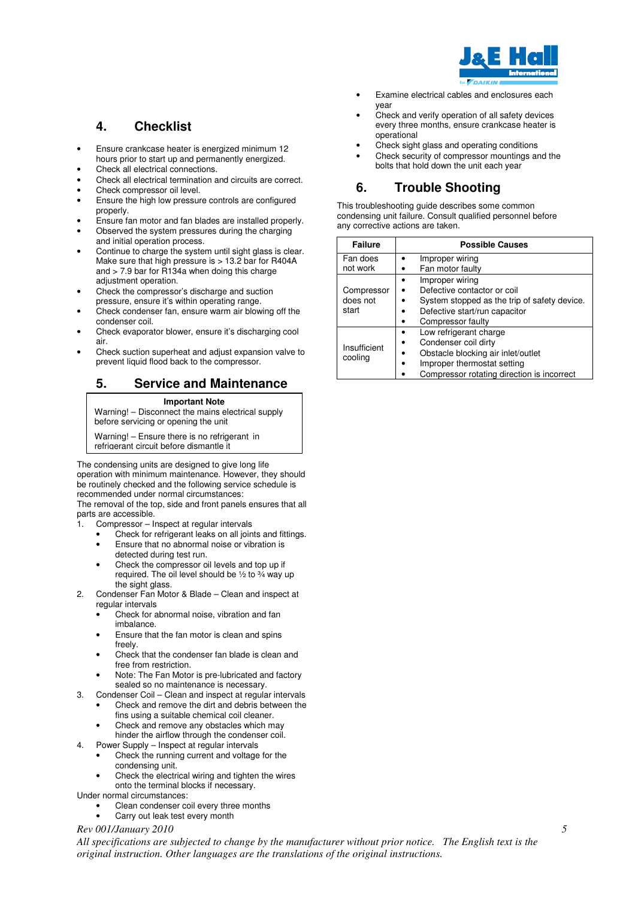## 4. Checklist

- Ensure crankcase heater is energized minimum 12 hours prior to start up and permanently energized.
- Check all electrical connections.
- Check all electrical termination and circuits are correct.
- Check compressor oil level.
- Ensure the high low pressure controls are configured properly.
- Ensure fan motor and fan blades are installed properly.
- Observed the system pressures during the charging and initial operation process.
- Continue to charge the system until sight glass is clear. Make sure that high pressure is > 13.2 bar for R404A and > 7.9 bar for R134a when doing this charge adjustment operation.
- Check the compressor's discharge and suction pressure, ensure it's within operating range.
- Check condenser fan, ensure warm air blowing off the condenser coil.
- Check evaporator blower, ensure it's discharging cool air.
- Check suction superheat and adjust expansion valve to prevent liquid flood back to the compressor.

## 5. Service and Maintenance

| Important Note |
|---|
| Warning! – Disconnect the mains electrical supply before servicing or opening the unit<br><br>Warning! – Ensure there is no refrigerant in refrigerant circuit before dismantle it |

The condensing units are designed to give long life operation with minimum maintenance. However, they should be routinely checked and the following service schedule is recommended under normal circumstances:
The removal of the top, side and front panels ensures that all parts are accessible.

1. Compressor – Inspect at regular intervals
   - Check for refrigerant leaks on all joints and fittings.
   - Ensure that no abnormal noise or vibration is detected during test run.
   - Check the compressor oil levels and top up if required. The oil level should be ½ to ¾ way up the sight glass.
2. Condenser Fan Motor & Blade – Clean and inspect at regular intervals
   - Check for abnormal noise, vibration and fan imbalance.
   - Ensure that the fan motor is clean and spins freely.
   - Check that the condenser fan blade is clean and free from restriction.
   - Note: The Fan Motor is pre-lubricated and factory sealed so no maintenance is necessary.
3. Condenser Coil – Clean and inspect at regular intervals
   - Check and remove the dirt and debris between the fins using a suitable chemical coil cleaner.
   - Check and remove any obstacles which may hinder the airflow through the condenser coil.
4. Power Supply – Inspect at regular intervals
   - Check the running current and voltage for the condensing unit.
   - Check the electrical wiring and tighten the wires onto the terminal blocks if necessary.

Under normal circumstances:

- Clean condenser coil every three months
- Carry out leak test every month
- Examine electrical cables and enclosures each year
- Check and verify operation of all safety devices every three months, ensure crankcase heater is operational
- Check sight glass and operating conditions
- Check security of compressor mountings and the bolts that hold down the unit each year

## 6. Trouble Shooting

This troubleshooting guide describes some common condensing unit failure. Consult qualified personnel before any corrective actions are taken.

| Failure | Possible Causes |
|---|---|
| Fan does not work | • Improper wiring<br>• Fan motor faulty |
| Compressor does not start | • Improper wiring<br>• Defective contactor or coil<br>• System stopped as the trip of safety device.<br>• Defective start/run capacitor<br>• Compressor faulty |
| Insufficient cooling | • Low refrigerant charge<br>• Condenser coil dirty<br>• Obstacle blocking air inlet/outlet<br>• Improper thermostat setting<br>• Compressor rotating direction is incorrect |

*Rev 001/January 2010*

*All specifications are subjected to change by the manufacturer without prior notice. The English text is the original instruction. Other languages are the translations of the original instructions.*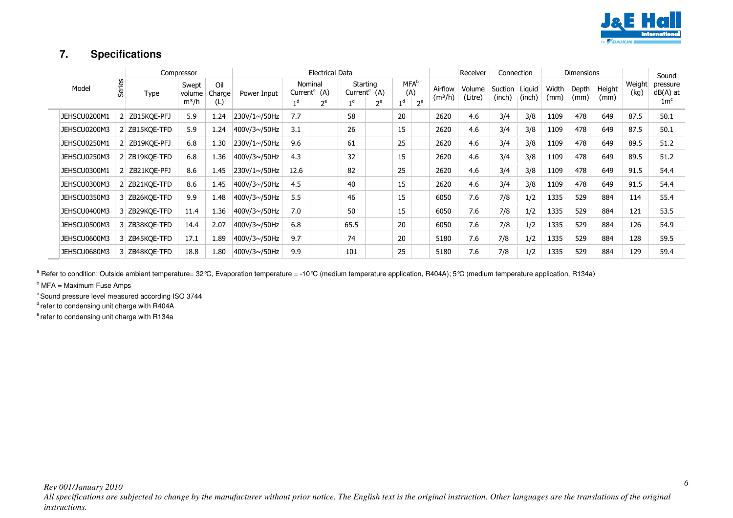## 7. Specifications

| Model | Series | Compressor | | | Electrical Data | | | | | | | Airflow (m³/h) | Receiver | Connection | | Dimensions | | | Weight (kg) | Sound pressure dB(A) at 1m[c] |
|---|---|---|---|---|---|---|---|---|---|---|---|---|---|---|---|---|---|---|---|---|
| | | Type | Swept volume m³/h | Oil Charge (L) | Power Input | Nominal Current[a] (A) | | Starting Current[a] (A) | | MFA[b] (A) | | | Volume (Litre) | Suction (inch) | Liquid (inch) | Width (mm) | Depth (mm) | Height (mm) | | |
| | | | | | | 1[d] | 2[e] | 1[d] | 2[e] | 1[d] | 2[e] | | | | | | | | | |
| JEHSCU0200M1 | 2 | ZB15KQE-PFJ | 5.9 | 1.24 | 230V/1~/50Hz | 7.7 | | 58 | | 20 | | 2620 | 4.6 | 3/4 | 3/8 | 1109 | 478 | 649 | 87.5 | 50.1 |
| JEHSCU0200M3 | 2 | ZB15KQE-TFD | 5.9 | 1.24 | 400V/3~/50Hz | 3.1 | | 26 | | 15 | | 2620 | 4.6 | 3/4 | 3/8 | 1109 | 478 | 649 | 87.5 | 50.1 |
| JEHSCU0250M1 | 2 | ZB19KQE-PFJ | 6.8 | 1.30 | 230V/1~/50Hz | 9.6 | | 61 | | 25 | | 2620 | 4.6 | 3/4 | 3/8 | 1109 | 478 | 649 | 89.5 | 51.2 |
| JEHSCU0250M3 | 2 | ZB19KQE-TFD | 6.8 | 1.36 | 400V/3~/50Hz | 4.3 | | 32 | | 15 | | 2620 | 4.6 | 3/4 | 3/8 | 1109 | 478 | 649 | 89.5 | 51.2 |
| JEHSCU0300M1 | 2 | ZB21KQE-PFJ | 8.6 | 1.45 | 230V/1~/50Hz | 12.6 | | 82 | | 25 | | 2620 | 4.6 | 3/4 | 3/8 | 1109 | 478 | 649 | 91.5 | 54.4 |
| JEHSCU0300M3 | 2 | ZB21KQE-TFD | 8.6 | 1.45 | 400V/3~/50Hz | 4.5 | | 40 | | 15 | | 2620 | 4.6 | 3/4 | 3/8 | 1109 | 478 | 649 | 91.5 | 54.4 |
| JEHSCU0350M3 | 3 | ZB26KQE-TFD | 9.9 | 1.48 | 400V/3~/50Hz | 5.5 | | 46 | | 15 | | 6050 | 7.6 | 7/8 | 1/2 | 1335 | 529 | 884 | 114 | 55.4 |
| JEHSCU0400M3 | 3 | ZB29KQE-TFD | 11.4 | 1.36 | 400V/3~/50Hz | 7.0 | | 50 | | 15 | | 6050 | 7.6 | 7/8 | 1/2 | 1335 | 529 | 884 | 121 | 53.5 |
| JEHSCU0500M3 | 3 | ZB38KQE-TFD | 14.4 | 2.07 | 400V/3~/50Hz | 6.8 | | 65.5 | | 20 | | 6050 | 7.6 | 7/8 | 1/2 | 1335 | 529 | 884 | 126 | 54.9 |
| JEHSCU0600M3 | 3 | ZB45KQE-TFD | 17.1 | 1.89 | 400V/3~/50Hz | 9.7 | | 74 | | 20 | | 5180 | 7.6 | 7/8 | 1/2 | 1335 | 529 | 884 | 128 | 59.5 |
| JEHSCU0680M3 | 3 | ZB48KQE-TFD | 18.8 | 1.80 | 400V/3~/50Hz | 9.9 | | 101 | | 25 | | 5180 | 7.6 | 7/8 | 1/2 | 1335 | 529 | 884 | 129 | 59.4 |

[a] Refer to condition: Outside ambient temperature= 32°C, Evaporation temperature = -10°C (medium temperature application, R404A); 5°C (medium temperature application, R134a)

[b] MFA = Maximum Fuse Amps

[c] Sound pressure level measured according ISO 3744

[d] refer to condensing unit charge with R404A

[e] refer to condensing unit charge with R134a

*Rev 001/January 2010*

*All specifications are subjected to change by the manufacturer without prior notice. The English text is the original instruction. Other languages are the translations of the original instructions.*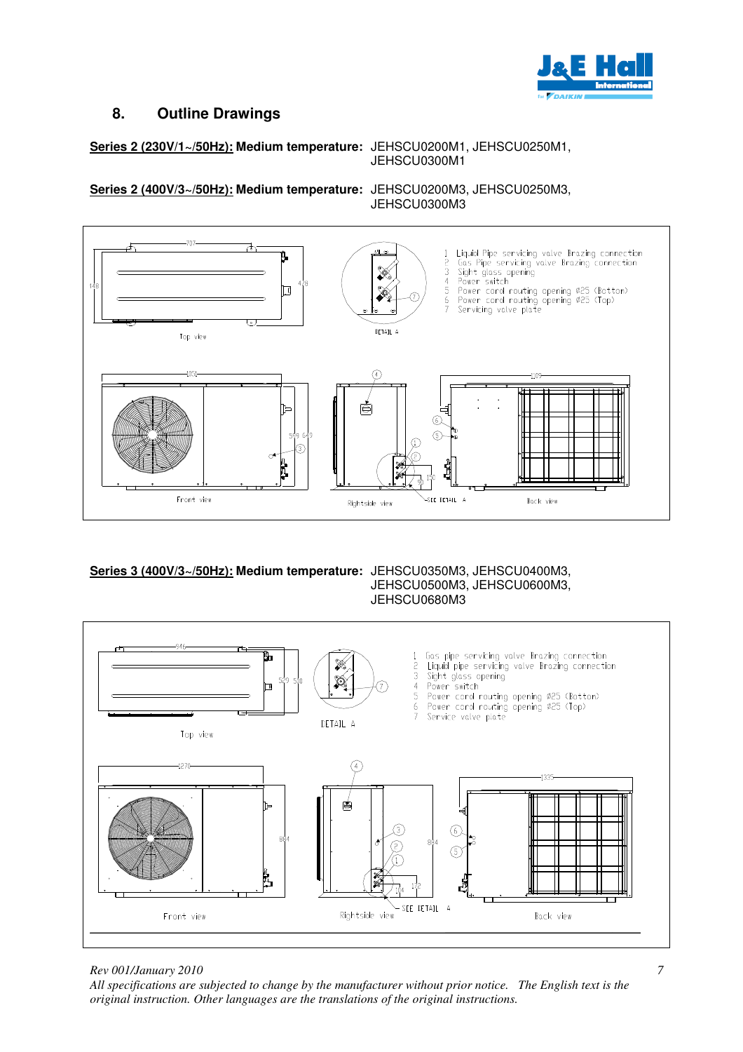## 8. Outline Drawings

**<u>Series 2 (230V/1~/50Hz):</u> Medium temperature:** JEHSCU0200M1, JEHSCU0250M1, JEHSCU0300M1

**<u>Series 2 (400V/3~/50Hz):</u> Medium temperature:** JEHSCU0200M3, JEHSCU0250M3, JEHSCU0300M3

1. Liquid Pipe servicing valve Brazing connection
2. Gas Pipe servicing valve Brazing connection
3. Sight glass opening
4. Power switch
5. Power cord routing opening Ø25 (Bottom)
6. Power cord routing opening Ø25 (Top)
7. Servicing valve plate

**<u>Series 3 (400V/3~/50Hz):</u> Medium temperature:** JEHSCU0350M3, JEHSCU0400M3, JEHSCU0500M3, JEHSCU0600M3, JEHSCU0680M3

1. Gas pipe servicing valve Brazing connection
2. Liquid pipe servicing valve Brazing connection
3. Sight glass opening
4. Power switch
5. Power cord routing opening Ø25 (Bottom)
6. Power cord routing opening Ø25 (Top)
7. Service valve plate

*Rev 001/January 2010*

*All specifications are subjected to change by the manufacturer without prior notice. The English text is the original instruction. Other languages are the translations of the original instructions.*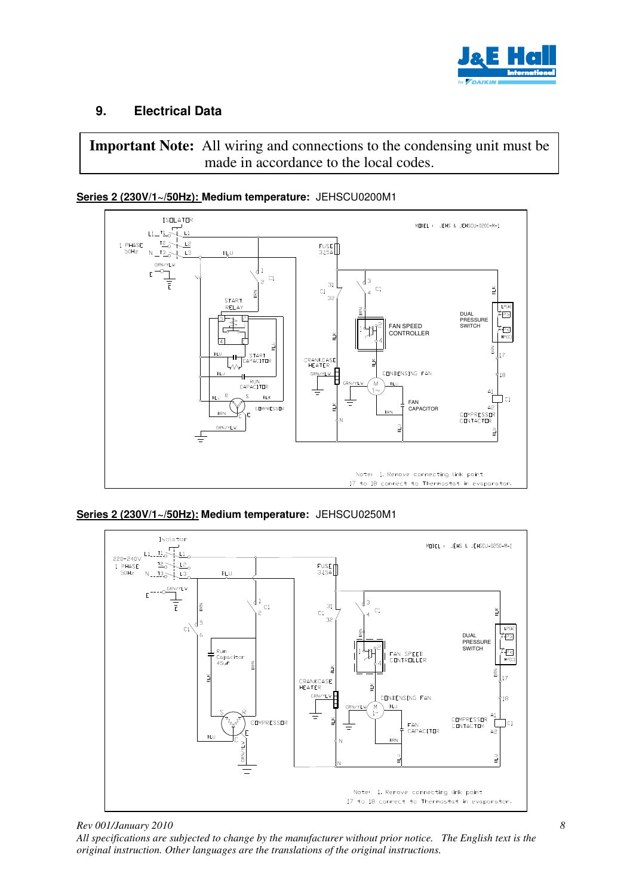## 9. Electrical Data

**Important Note:** All wiring and connections to the condensing unit must be made in accordance to the local codes.

**<u>Series 2 (230V/1~/50Hz):</u> Medium temperature:** JEHSCU0200M1

**<u>Series 2 (230V/1~/50Hz):</u> Medium temperature:** JEHSCU0250M1

*Rev 001/January 2010*

*All specifications are subjected to change by the manufacturer without prior notice. The English text is the original instruction. Other languages are the translations of the original instructions.*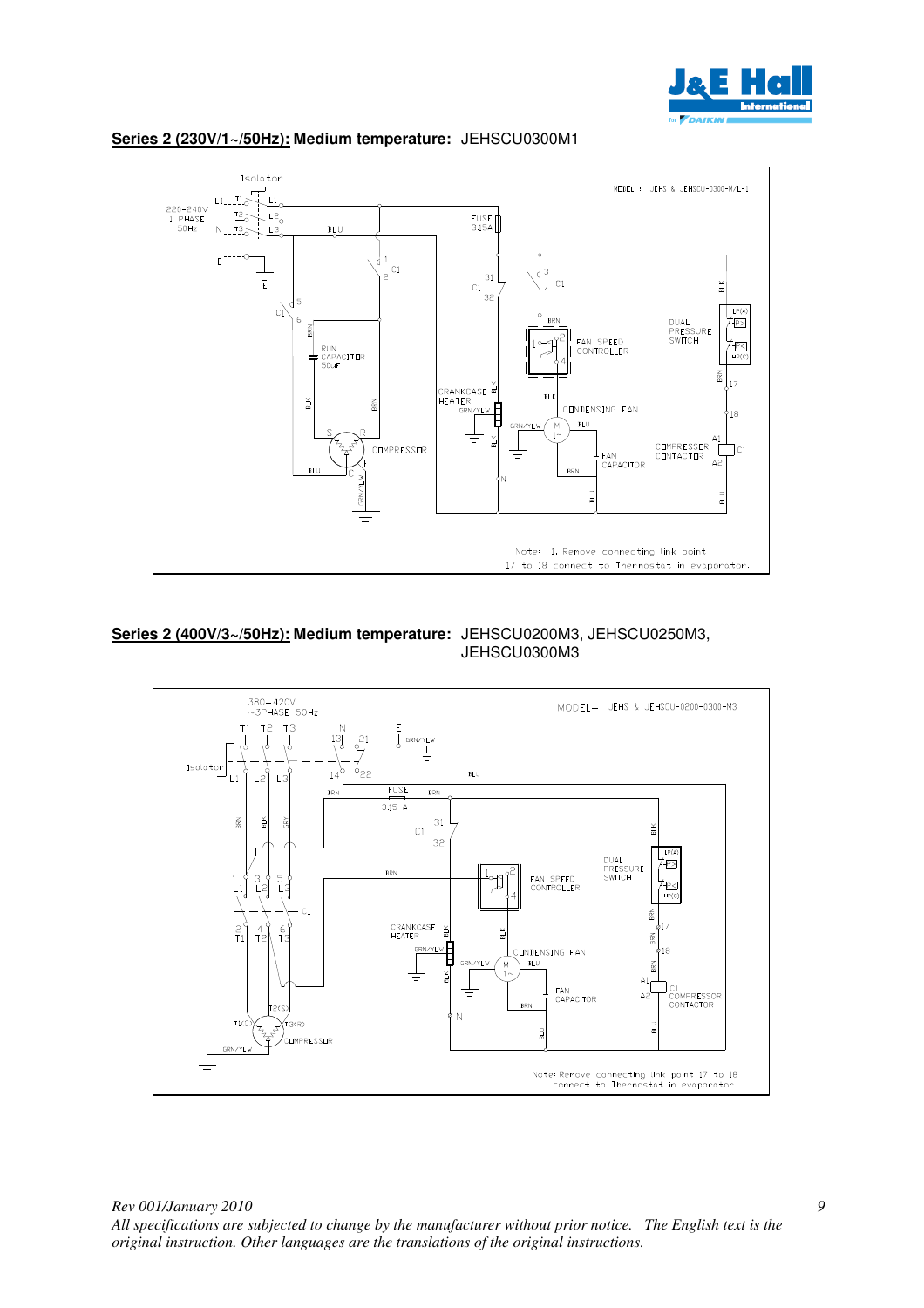**Series 2 (230V/1~/50Hz):** **Medium temperature:** JEHSCU0300M1

Isolator

MODEL : JEHS & JEHSCU-0300-M/L-1

220-240V 1 PHASE 50Hz

L1 T1 L1
T2 L2
N T3 L3

E

FUSE 3.15A

C1

RUN CAPACITOR 50uF

CRANKCASE HEATER

FAN SPEED CONTROLLER

DUAL PRESSURE SWITCH

CONDENSING FAN

COMPRESSOR

FAN CAPACITOR

COMPRESSOR CONTACTOR

Note: 1. Remove connecting link point 17 to 18 connect to Thermostat in evaporator.

**Series 2 (400V/3~/50Hz):** **Medium temperature:** JEHSCU0200M3, JEHSCU0250M3, JEHSCU0300M3

380–420V ~3PHASE 50Hz

MODEL– JEHS & JEHSCU-0200-0300-M3

Isolator

FUSE 3.15 A

C1

FAN SPEED CONTROLLER

DUAL PRESSURE SWITCH

CRANKCASE HEATER

CONDENSING FAN

FAN CAPACITOR

COMPRESSOR CONTACTOR

COMPRESSOR

Note: Remove connecting link point 17 to 18 connect to Thermostat in evaporator.

*Rev 001/January 2010*

*All specifications are subjected to change by the manufacturer without prior notice. The English text is the original instruction. Other languages are the translations of the original instructions.*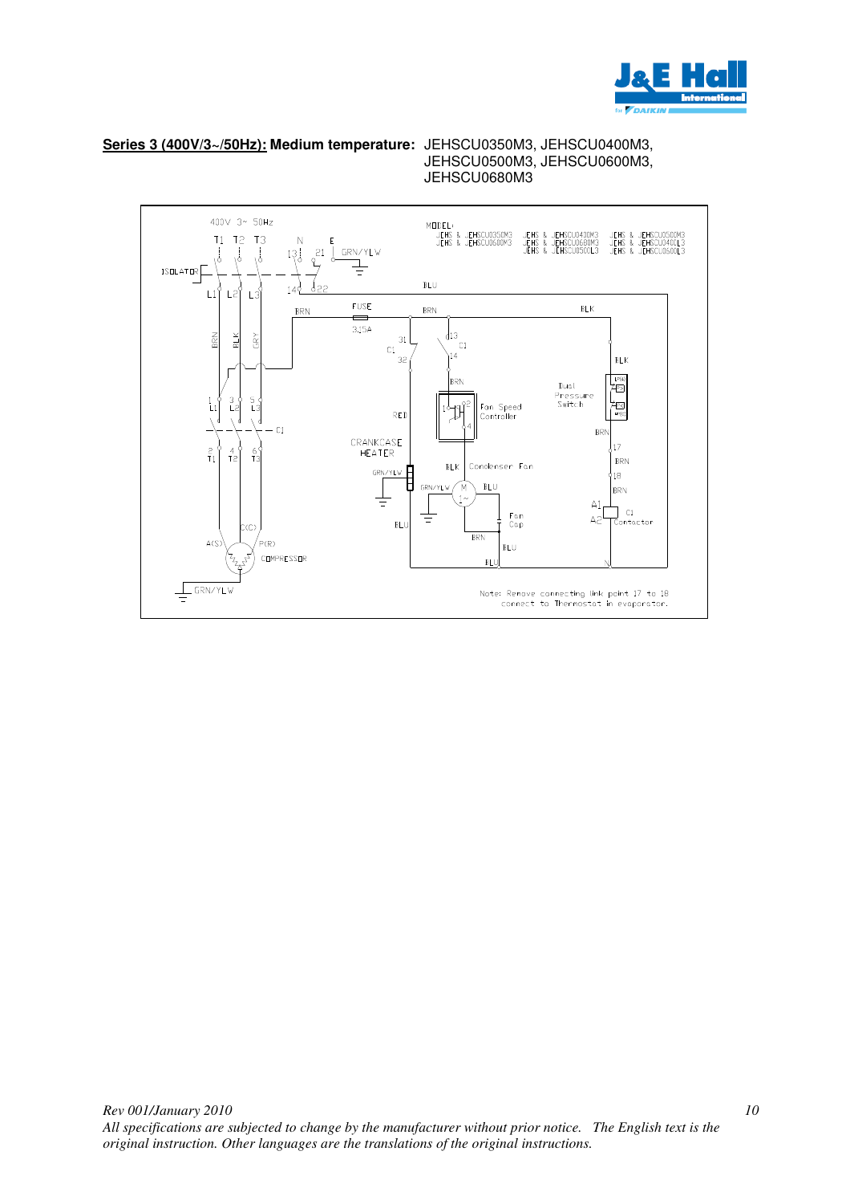**Series 3 (400V/3~/50Hz): Medium temperature:** JEHSCU0350M3, JEHSCU0400M3, JEHSCU0500M3, JEHSCU0600M3, JEHSCU0680M3

400V 3~ 50Hz

MODEL:

JEHS & JEHSCU0350M3 JEHS & JEHSCU0680M3
JEHS & JEHSCU0400M3 JEHS & JEHSCU0680M3 JEHS & JEHSCU0500L3
JEHS & JEHSCU0500M3 JEHS & JEHSCU0400L3 JEHS & JEHSCU0600L3

ISOLATOR

FUSE 3.15A

CRANKCASE HEATER

Fan Speed Controller

Dual Pressure Switch

Condenser Fan

Fan Cap

C1 Contactor

COMPRESSOR

Note: Remove connecting link point 17 to 18 connect to Thermostat in evaporator.

*Rev 001/January 2010*

*All specifications are subjected to change by the manufacturer without prior notice. The English text is the original instruction. Other languages are the translations of the original instructions.*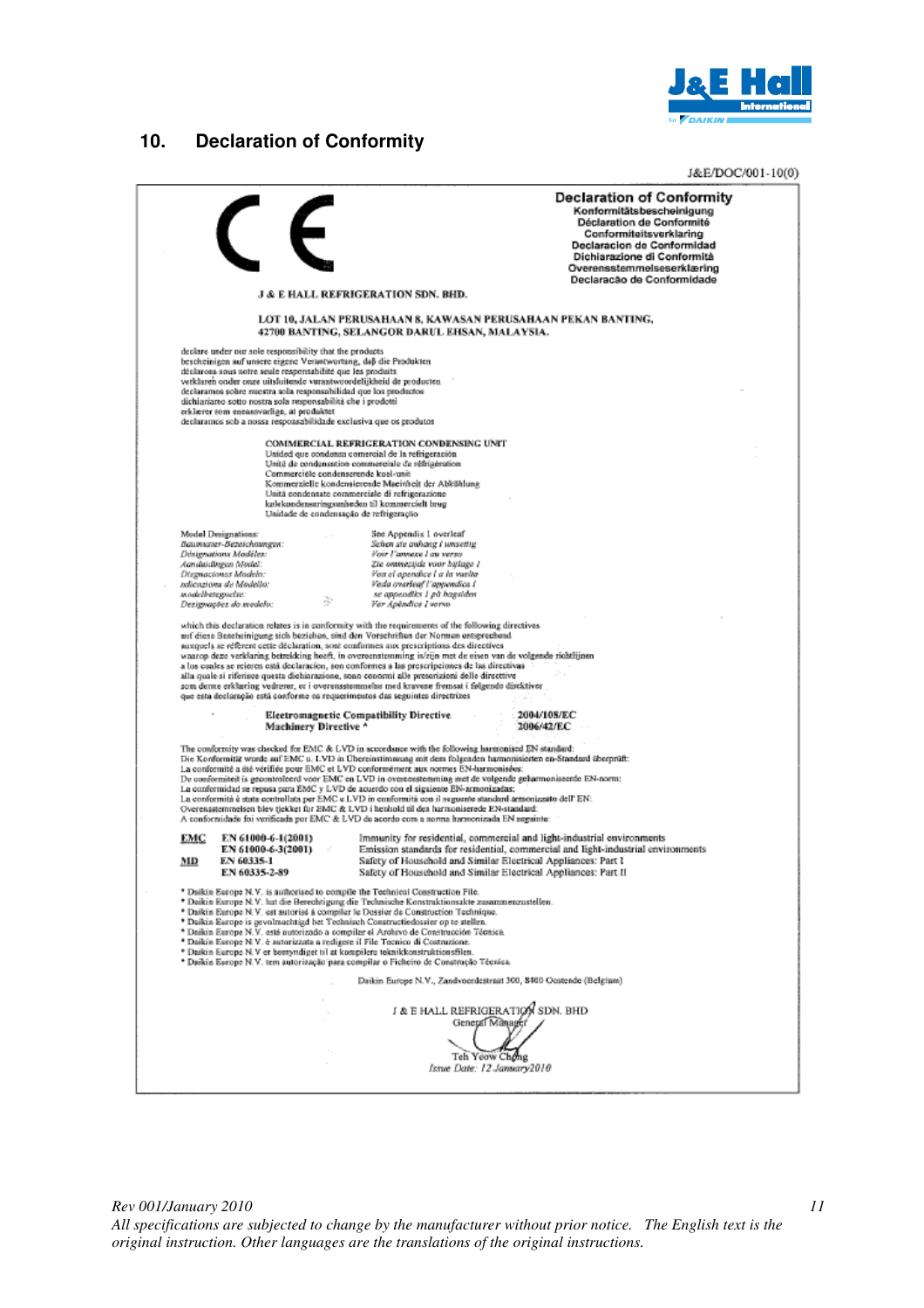## 10. Declaration of Conformity

J&E/DOC/001-10(0)

CE

**Declaration of Conformity**
Konformitätsbescheinigung
Déclaration de Conformité
Conformiteitsverklaring
Declaracion de Conformidad
Dichiarazione di Conformità
Overensstemmelseserklæring
Declaracão de Conformidade

**J & E HALL REFRIGERATION SDN. BHD.**

**LOT 10, JALAN PERUSAHAAN 8, KAWASAN PERUSAHAAN PEKAN BANTING, 42700 BANTING, SELANGOR DARUL EHSAN, MALAYSIA.**

declare under our sole responsibility that the products
bescheinigen auf unsere eigene Verantwortung, daß die Produkten
déclarons sous notre seule responsabilité que les produits
verklaren onder onze uitsluitende verantwoordelijkheid de producten
declaramos sobre nuestra sola responsabilidad que los productos
dichiariamo sotto nostra sola responsabilità che i prodotti
erklærer som eneansvarlige, at produktet
declaramos sob a nossa responsabilidade exclusiva que os produtos

**COMMERCIAL REFRIGERATION CONDENSING UNIT**
Unidad que condensa comercial de la refrigeración
Unité de condensation commerciale de réfrigération
Commerciële condenserende koel-unit
Kommerzielle kondensierende Maeinheit der Abkühlung
Unità condensate commerciale di refrigerazione
kølekondenseringsenheden til kommercielt brug
Unidade de condensação de refrigeração

| | |
|---|---|
| Model Designations: | See Appendix 1 overleaf |
| *Baumuster-Bezeichnungen:* | *Sehen sie anhang 1 umseitig* |
| *Désignations Modèles:* | *Voir l'annexe 1 au verso* |
| *Aanduidingen Model:* | *Zie ommezijde voor bijlage 1* |
| *Disignaciones Modelo:* | *Ver el apendice I a la vuelta* |
| *ndicazione de Modello:* | *Veda overleaf l'appendice 1* |
| *modelbetegnelse:* | *se appendiks 1 på bagsiden* |
| *Designações do modelo:* | *Ver Apêndice 1 verso* |

which this declaration relates is in conformity with the requirements of the following directives
auf diese Bescheinigung sich beziehen, sind den Vorschriften der Normen entsprechend
auxquels se réfèrent cette déclaration, sont conformes aux prescriptions des directives
waarop deze verklaring betrekking heeft, in overeenstemming is/zijn met de eisen van de volgende richtlijnen
a los cuales se refieren está declaracion, son conformes a las prescripciones de las directivas
alla quale si riferisce questa dichiarazione, sono conormi alle prescrizioni delle directive
som denne erklæring vedrører, er i overensstemmelse med kravene fremsat i følgende direktiver
que esta declaração está conforme os requerimentos das seguintes directrizes

| | |
|---|---|
| **Electromagnetic Compatibility Directive** | **2004/108/EC** |
| **Machinery Directive \*** | **2006/42/EC** |

The conformity was checked for EMC & LVD in accordance with the following harmonised EN standard:
Die Konformität wurde auf EMC u. LVD in Übereinstimmung mit dem folgenden harmonisierten en-Standard überprüft:
La conformité a été vérifiée pour EMC et LVD conformément aux normes EN-harmonisées:
De conformiteit is gecontroleerd voor EMC en LVD in overeenstemming met de volgende geharmoniseerde EN-norm:
La conformidad se repasa para EMC y LVD de acuerdo con el siguiente EN-armonizadas:
La conformità è stata controllata per EMC e LVD in conformità con il seguente standard armonizzato dell' EN:
Overensstemmelsen blev tjekket for EMC & LVD i henhold til den harmoniserede EN-standard:
A conformidade foi verificada por EMC & LVD de acordo com a norma harmonizada EN seguinte:

| | | |
|---|---|---|
| **EMC** | **EN 61000-6-1(2001)** | Immunity for residential, commercial and light-industrial environments |
| | **EN 61000-6-3(2001)** | Emission standards for residential, commercial and light-industrial environments |
| **MD** | **EN 60335-1** | Safety of Household and Similar Electrical Appliances: Part I |
| | **EN 60335-2-89** | Safety of Household and Similar Electrical Appliances: Part II |

- \* Daikin Europe N.V. is authorised to compile the Technical Construction File.
- \* Daikin Europe N.V. hat die Berechtigung die Technische Konstruktionsakte zusammenzustellen.
- \* Daikin Europe N.V. est autorisé à compiler le Dossier de Construction Technique.
- \* Daikin Europe is gevolmachtigd het Technisch Constructiedossier op te stellen.
- \* Daikin Europe N.V. está autorizado a compilar el Archivo de Construcción Técnica.
- \* Daikin Europe N.V. è autorizzata a redigere il File Tecnico di Costruzione.
- \* Daikin Europe N.V er bemyndiget til at kompilere teknikkonstruktionsfilen.
- \* Daikin Europe N.V. tem autorização para compilar o Ficheiro de Construção Técnica.

Daikin Europe N.V., Zandvoordestraat 300, 8400 Oostende (Belgium)

J & E HALL REFRIGERATION SDN. BHD
General Manager

Teh Yeow Chong
*Issue Date: 12 January 2010*

*Rev 001/January 2010*

*All specifications are subjected to change by the manufacturer without prior notice. The English text is the original instruction. Other languages are the translations of the original instructions.*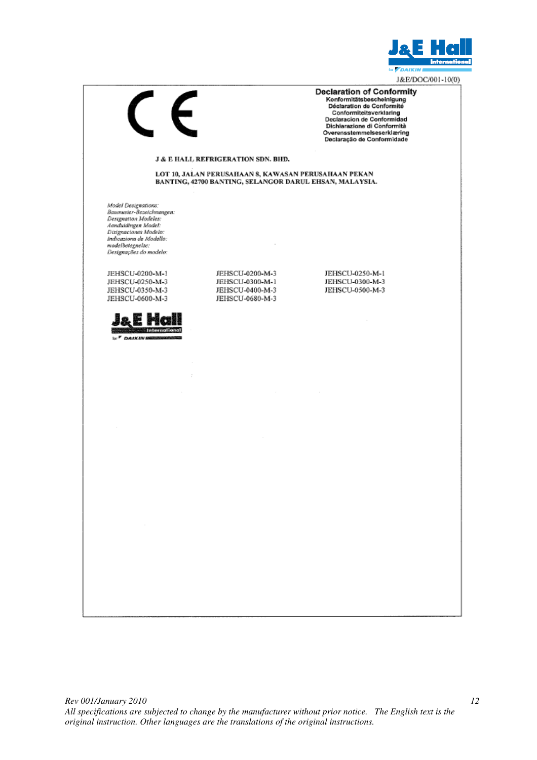J&E/DOC/001-10(0)

CE

# Declaration of Conformity

Konformitätsbescheinigung
Déclaration de Conformité
Conformiteitsverklaring
Declaracion de Conformidad
Dichiarazione di Conformità
Overensstemmelseserklæring
Declaração de Conformidade

**J & E HALL REFRIGERATION SDN. BHD.**

**LOT 10, JALAN PERUSAHAAN 8, KAWASAN PERUSAHAAN PEKAN BANTING, 42700 BANTING, SELANGOR DARUL EHSAN, MALAYSIA.**

*Model Designations:*
*Baumuster-Bezeichnungen:*
*Designation Modeles:*
*Aanduidingen Model:*
*Disignaciones Modelo:*
*Indicazionu de Modello:*
*modelbetegnelse:*
*Designações do modelo:*

| | | |
|---|---|---|
| JEHSCU-0200-M-1 | JEHSCU-0200-M-3 | JEHSCU-0250-M-1 |
| JEHSCU-0250-M-3 | JEHSCU-0300-M-1 | JEHSCU-0300-M-3 |
| JEHSCU-0350-M-3 | JEHSCU-0400-M-3 | JEHSCU-0500-M-3 |
| JEHSCU-0600-M-3 | JEHSCU-0680-M-3 | |

Rev 001/January 2010

*All specifications are subjected to change by the manufacturer without prior notice. The English text is the original instruction. Other languages are the translations of the original instructions.*